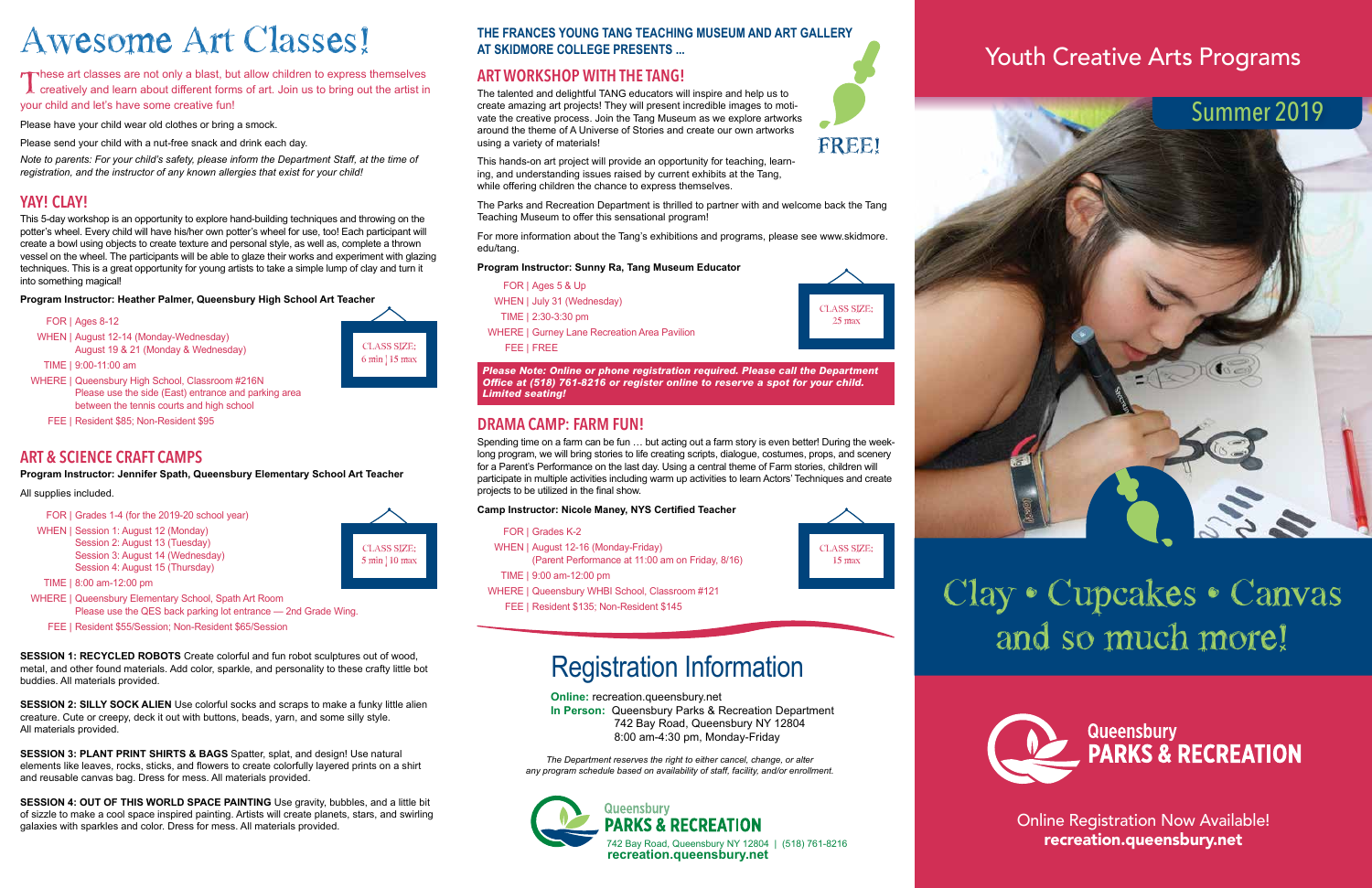# Awesome Art Classes!

These art classes are not only a blast, but allow children to express themselves creatively and learn about different forms of art. Join us to bring out the artist in your child and let's have some creative fun!

Please have your child wear old clothes or bring a smock.

Please send your child with a nut-free snack and drink each day.

*Note to parents: For your child's safety, please inform the Department Staff, at the time of registration, and the instructor of any known allergies that exist for your child!*

## YAY! CLAY!

This 5-day workshop is an opportunity to explore hand-building techniques and throwing on the potter's wheel. Every child will have his/her own potter's wheel for use, too! Each participant will create a bowl using objects to create texture and personal style, as well as, complete a thrown vessel on the wheel. The participants will be able to glaze their works and experiment with glazing techniques. This is a great opportunity for young artists to take a simple lump of clay and turn it into something magical!

**Program Instructor: Heather Palmer, Queensbury High School Art Teacher**

FOR | Ages 8-12
WHEN | August 12-14 (Monday-Wednesday)
August 19 & 21 (Monday & Wednesday)
TIME | 9:00-11:00 am
WHERE | Queensbury High School, Classroom #216N
Please use the side (East) entrance and parking area between the tennis courts and high school
FEE | Resident $85; Non-Resident $95

CLASS SIZE: 6 min | 15 max

## ART & SCIENCE CRAFT CAMPS

**Program Instructor: Jennifer Spath, Queensbury Elementary School Art Teacher**

All supplies included.

FOR | Grades 1-4 (for the 2019-20 school year)
WHEN | Session 1: August 12 (Monday)
Session 2: August 13 (Tuesday)
Session 3: August 14 (Wednesday)
Session 4: August 15 (Thursday)
TIME | 8:00 am-12:00 pm
WHERE | Queensbury Elementary School, Spath Art Room
Please use the QES back parking lot entrance — 2nd Grade Wing.
FEE | Resident $55/Session; Non-Resident $65/Session

CLASS SIZE: 5 min | 10 max

**SESSION 1: RECYCLED ROBOTS** Create colorful and fun robot sculptures out of wood, metal, and other found materials. Add color, sparkle, and personality to these crafty little bot buddies. All materials provided.

**SESSION 2: SILLY SOCK ALIEN** Use colorful socks and scraps to make a funky little alien creature. Cute or creepy, deck it out with buttons, beads, yarn, and some silly style. All materials provided.

**SESSION 3: PLANT PRINT SHIRTS & BAGS** Spatter, splat, and design! Use natural elements like leaves, rocks, sticks, and flowers to create colorfully layered prints on a shirt and reusable canvas bag. Dress for mess. All materials provided.

**SESSION 4: OUT OF THIS WORLD SPACE PAINTING** Use gravity, bubbles, and a little bit of sizzle to make a cool space inspired painting. Artists will create planets, stars, and swirling galaxies with sparkles and color. Dress for mess. All materials provided.

**THE FRANCES YOUNG TANG TEACHING MUSEUM AND ART GALLERY AT SKIDMORE COLLEGE PRESENTS ...**

## ART WORKSHOP WITH THE TANG!

FREE!

The talented and delightful TANG educators will inspire and help us to create amazing art projects! They will present incredible images to motivate the creative process. Join the Tang Museum as we explore artworks around the theme of A Universe of Stories and create our own artworks using a variety of materials!

This hands-on art project will provide an opportunity for teaching, learning, and understanding issues raised by current exhibits at the Tang, while offering children the chance to express themselves.

The Parks and Recreation Department is thrilled to partner with and welcome back the Tang Teaching Museum to offer this sensational program!

For more information about the Tang's exhibitions and programs, please see www.skidmore.edu/tang.

**Program Instructor: Sunny Ra, Tang Museum Educator**

FOR | Ages 5 & Up
WHEN | July 31 (Wednesday)
TIME | 2:30-3:30 pm
WHERE | Gurney Lane Recreation Area Pavilion
FEE | FREE

CLASS SIZE: 25 max

***Please Note: Online or phone registration required. Please call the Department Office at (518) 761-8216 or register online to reserve a spot for your child. Limited seating!***

## DRAMA CAMP: FARM FUN!

Spending time on a farm can be fun … but acting out a farm story is even better! During the week-long program, we will bring stories to life creating scripts, dialogue, costumes, props, and scenery for a Parent's Performance on the last day. Using a central theme of Farm stories, children will participate in multiple activities including warm up activities to learn Actors' Techniques and create projects to be utilized in the final show.

**Camp Instructor: Nicole Maney, NYS Certified Teacher**

FOR | Grades K-2
WHEN | August 12-16 (Monday-Friday)
(Parent Performance at 11:00 am on Friday, 8/16)
TIME | 9:00 am-12:00 pm
WHERE | Queensbury WHBI School, Classroom #121
FEE | Resident $135; Non-Resident $145

CLASS SIZE: 15 max

# Registration Information

**Online:** recreation.queensbury.net
**In Person:** Queensbury Parks & Recreation Department
742 Bay Road, Queensbury NY 12804
8:00 am-4:30 pm, Monday-Friday

*The Department reserves the right to either cancel, change, or alter any program schedule based on availability of staff, facility, and/or enrollment.*

Queensbury PARKS & RECREATION
742 Bay Road, Queensbury NY 12804 | (518) 761-8216
**recreation.queensbury.net**

# Youth Creative Arts Programs

## Summer 2019

# Clay • Cupcakes • Canvas and so much more!

Queensbury PARKS & RECREATION

Online Registration Now Available!
**recreation.queensbury.net**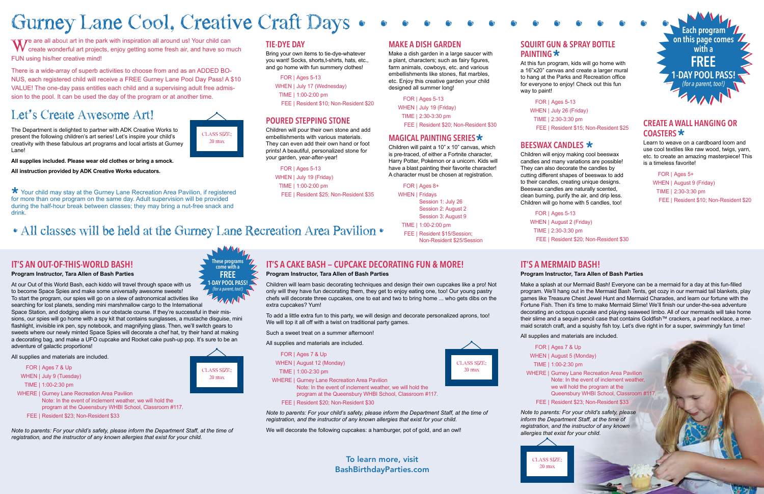# Gurney Lane Cool, Creative Craft Days

We are all about art in the park with inspiration all around us! Your child can create wonderful art projects, enjoy getting some fresh air, and have so much FUN using his/her creative mind!

There is a wide-array of superb activities to choose from and as an ADDED BONUS, each registered child will receive a FREE Gurney Lane Pool Day Pass! A $10 VALUE! The one-day pass entitles each child and a supervising adult free admission to the pool. It can be used the day of the program or at another time.

## Let's Create Awesome Art!

The Department is delighted to partner with ADK Creative Works to present the following children's art series! Let's inspire your child's creativity with these fabulous art programs and local artists at Gurney Lane!

CLASS SIZE: 20 max

**All supplies included. Please wear old clothes or bring a smock.**

**All instruction provided by ADK Creative Works educators.**

* Your child may stay at the Gurney Lane Recreation Area Pavilion, if registered for more than one program on the same day. Adult supervision will be provided during the half-hour break between classes; they may bring a nut-free snack and drink.

### TIE-DYE DAY

Bring your own items to tie-dye-whatever you want! Socks, shorts,t-shirts, hats, etc., and go home with fun summery clothes!

FOR | Ages 5-13
WHEN | July 17 (Wednesday)
TIME | 1:00-2:00 pm
FEE | Resident $10; Non-Resident $20

### POURED STEPPING STONE

Children will pour their own stone and add embellishments with various materials. They can even add their own hand or foot prints! A beautiful, personalized stone for your garden, year-after-year!

FOR | Ages 5-13
WHEN | July 19 (Friday)
TIME | 1:00-2:00 pm
FEE | Resident $25; Non-Resident $35

### MAKE A DISH GARDEN

Make a dish garden in a large saucer with a plant, characters; such as fairy figures, farm animals, cowboys, etc. and various embellishments like stones, flat marbles, etc. Enjoy this creative garden your child designed all summer long!

FOR | Ages 5-13
WHEN | July 19 (Friday)
TIME | 2:30-3:30 pm
FEE | Resident $20; Non-Resident $30

### MAGICAL PAINTING SERIES *

Children will paint a 10" x 10" canvas, which is pre-traced, of either a Fortnite character, Harry Potter, Pokémon or a unicorn. Kids will have a blast painting their favorite character! A character must be chosen at registration.

FOR | Ages 8+
WHEN | Fridays
Session 1: July 26
Session 2: August 2
Session 3: August 9
TIME | 1:00-2:00 pm
FEE | Resident $15/Session; Non-Resident $25/Session

### SQUIRT GUN & SPRAY BOTTLE PAINTING *

At this fun program, kids will go home with a 16"x20" canvas and create a larger mural to hang at the Parks and Recreation office for everyone to enjoy! Check out this fun way to paint!

FOR | Ages 5-13
WHEN | July 26 (Friday)
TIME | 2:30-3:30 pm
FEE | Resident $15; Non-Resident $25

### BEESWAX CANDLES *

Children will enjoy making cool beeswax candles and many variations are possible! They can also decorate the candles by cutting different shapes of beeswax to add to their candles, creating unique designs. Beeswax candles are naturally scented, clean burning, purify the air, and drip less. Children will go home with 5 candles, too!

FOR | Ages 5-13
WHEN | August 2 (Friday)
TIME | 2:30-3:30 pm
FEE | Resident $20; Non-Resident $30

**Each program on this page comes with a FREE 1-DAY POOL PASS!** *(for a parent, too!)*

### CREATE A WALL HANGING OR COASTERS *

Learn to weave on a cardboard loom and use cool textiles like raw wood, twigs, yarn, etc. to create an amazing masterpiece! This is a timeless favorite!

FOR | Ages 5+
WHEN | August 9 (Friday)
TIME | 2:30-3:30 pm
FEE | Resident $10; Non-Resident $20

**• All classes will be held at the Gurney Lane Recreation Area Pavilion •**

## IT'S AN OUT-OF-THIS-WORLD BASH!

**Program Instructor, Tara Allen of Bash Parties**

**These programs come with a FREE 1-DAY POOL PASS!** *(for a parent, too!)*

At our Out of this World Bash, each kiddo will travel through space with us to become Space Spies and make some universally awesome sweets! To start the program, our spies will go on a slew of astronomical activities like searching for lost planets, sending mini marshmallow cargo to the International Space Station, and dodging aliens in our obstacle course. If they're successful in their missions, our spies will go home with a spy kit that contains sunglasses, a mustache disguise, mini flashlight, invisible ink pen, spy notebook, and magnifying glass. Then, we'll switch gears to sweets where our newly minted Space Spies will decorate a chef hat, try their hand at making a decorating bag, and make a UFO cupcake and Rocket cake push-up pop. It's sure to be an adventure of galactic proportions!

All supplies and materials are included.

CLASS SIZE: 20 max

FOR | Ages 7 & Up
WHEN | July 9 (Tuesday)
TIME | 1:00-2:30 pm
WHERE | Gurney Lane Recreation Area Pavilion
Note: In the event of inclement weather, we will hold the program at the Queensbury WHBI School, Classroom #117.
FEE | Resident $23; Non-Resident $33

*Note to parents: For your child's safety, please inform the Department Staff, at the time of registration, and the instructor of any known allergies that exist for your child.*

## IT'S A CAKE BASH – CUPCAKE DECORATING FUN & MORE!

**Program Instructor, Tara Allen of Bash Parties**

Children will learn basic decorating techniques and design their own cupcakes like a pro! Not only will they have fun decorating them, they get to enjoy eating one, too! Our young pastry chefs will decorate three cupcakes, one to eat and two to bring home ... who gets dibs on the extra cupcakes? Yum!

To add a little extra fun to this party, we will design and decorate personalized aprons, too! We will top it all off with a twist on traditional party games.

Such a sweet treat on a summer afternoon!

All supplies and materials are included.

CLASS SIZE: 20 max

FOR | Ages 7 & Up
WHEN | August 12 (Monday)
TIME | 1:00-2:30 pm
WHERE | Gurney Lane Recreation Area Pavilion
Note: In the event of inclement weather, we will hold the program at the Queensbury WHBI School, Classroom #117.
FEE | Resident $20; Non-Resident $30

*Note to parents: For your child's safety, please inform the Department Staff, at the time of registration, and the instructor of any known allergies that exist for your child.*

We will decorate the following cupcakes: a hamburger, pot of gold, and an owl!

To learn more, visit BashBirthdayParties.com

## IT'S A MERMAID BASH!

**Program Instructor, Tara Allen of Bash Parties**

Make a splash at our Mermaid Bash! Everyone can be a mermaid for a day at this fun-filled program. We'll hang out in the Mermaid Bash Tents, get cozy in our mermaid tail blankets, play games like Treasure Chest Jewel Hunt and Mermaid Charades, and learn our fortune with the Fortune Fish. Then it's time to make Mermaid Slime! We'll finish our under-the-sea adventure decorating an octopus cupcake and playing seaweed limbo. All of our mermaids will take home their slime and a sequin pencil case that contains Goldfish™ crackers, a pearl necklace, a mermaid scratch craft, and a squishy fish toy. Let's dive right in for a super, swimmingly fun time!

All supplies and materials are included.

FOR | Ages 7 & Up
WHEN | August 5 (Monday)
TIME | 1:00-2:30 pm
WHERE | Gurney Lane Recreation Area Pavilion
Note: In the event of inclement weather, we will hold the program at the Queensbury WHBI School, Classroom #117.
FEE | Resident $23; Non-Resident $33

*Note to parents: For your child's safety, please inform the Department Staff, at the time of registration, and the instructor of any known allergies that exist for your child.*

CLASS SIZE: 20 max